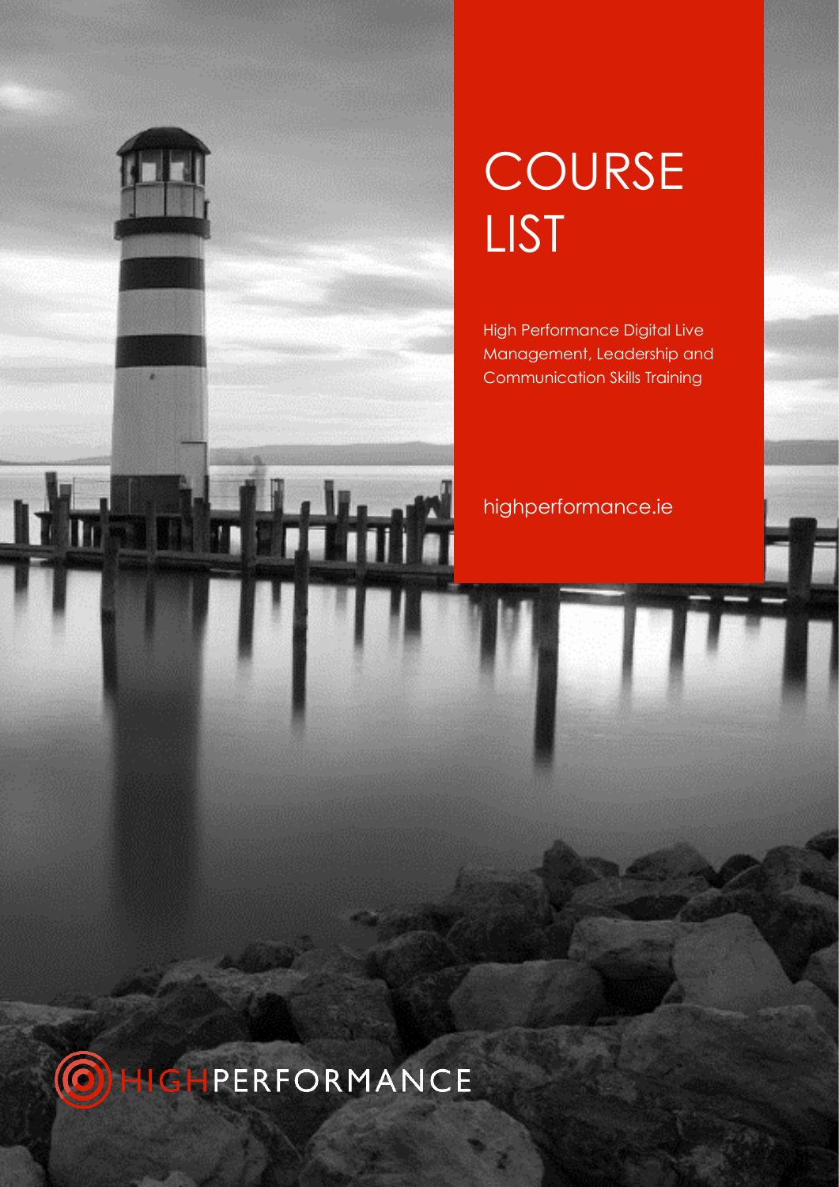# COURSE LIST

High Performance Digital Live Management, Leadership and Communication Skills Training

highperformance.ie

HIGHPERFORMANCE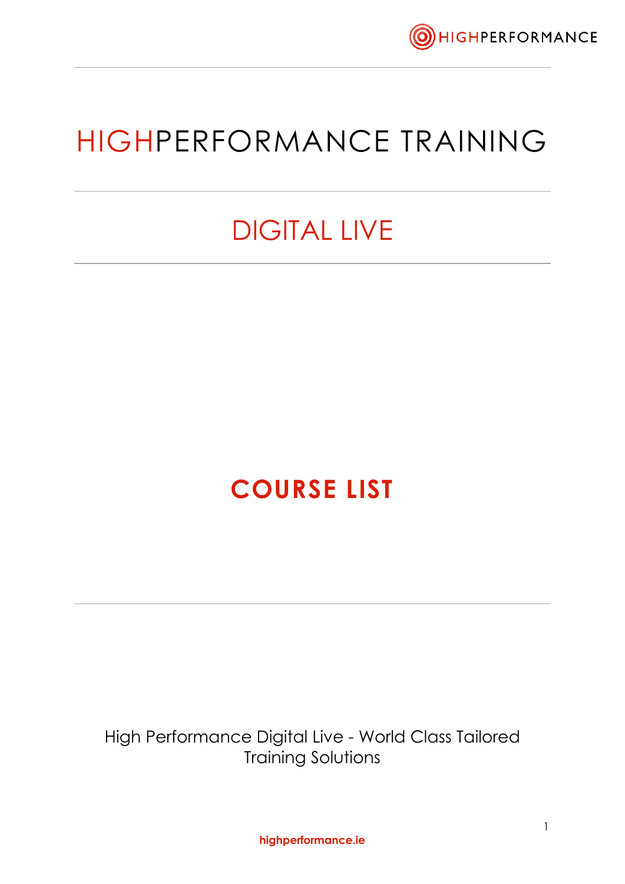# HIGHPERFORMANCE TRAINING

## DIGITAL LIVE

## COURSE LIST

High Performance Digital Live - World Class Tailored Training Solutions

**highperformance.ie**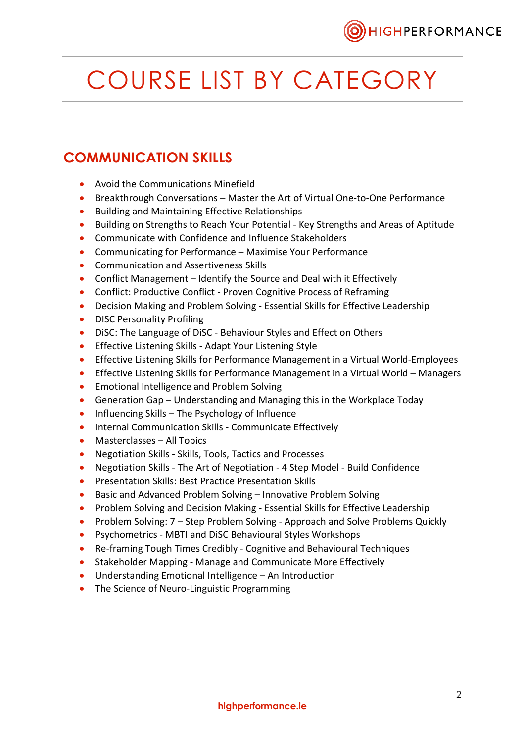# COURSE LIST BY CATEGORY

## COMMUNICATION SKILLS

- Avoid the Communications Minefield
- Breakthrough Conversations – Master the Art of Virtual One-to-One Performance
- Building and Maintaining Effective Relationships
- Building on Strengths to Reach Your Potential - Key Strengths and Areas of Aptitude
- Communicate with Confidence and Influence Stakeholders
- Communicating for Performance – Maximise Your Performance
- Communication and Assertiveness Skills
- Conflict Management – Identify the Source and Deal with it Effectively
- Conflict: Productive Conflict - Proven Cognitive Process of Reframing
- Decision Making and Problem Solving - Essential Skills for Effective Leadership
- DISC Personality Profiling
- DiSC: The Language of DiSC - Behaviour Styles and Effect on Others
- Effective Listening Skills - Adapt Your Listening Style
- Effective Listening Skills for Performance Management in a Virtual World-Employees
- Effective Listening Skills for Performance Management in a Virtual World – Managers
- Emotional Intelligence and Problem Solving
- Generation Gap – Understanding and Managing this in the Workplace Today
- Influencing Skills – The Psychology of Influence
- Internal Communication Skills - Communicate Effectively
- Masterclasses – All Topics
- Negotiation Skills - Skills, Tools, Tactics and Processes
- Negotiation Skills - The Art of Negotiation - 4 Step Model - Build Confidence
- Presentation Skills: Best Practice Presentation Skills
- Basic and Advanced Problem Solving – Innovative Problem Solving
- Problem Solving and Decision Making - Essential Skills for Effective Leadership
- Problem Solving: 7 – Step Problem Solving - Approach and Solve Problems Quickly
- Psychometrics - MBTI and DiSC Behavioural Styles Workshops
- Re-framing Tough Times Credibly - Cognitive and Behavioural Techniques
- Stakeholder Mapping - Manage and Communicate More Effectively
- Understanding Emotional Intelligence – An Introduction
- The Science of Neuro-Linguistic Programming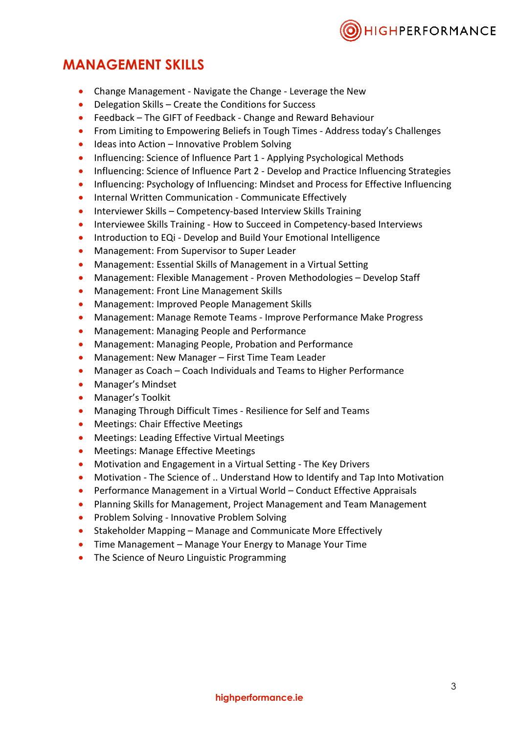## MANAGEMENT SKILLS

- Change Management - Navigate the Change - Leverage the New
- Delegation Skills – Create the Conditions for Success
- Feedback – The GIFT of Feedback - Change and Reward Behaviour
- From Limiting to Empowering Beliefs in Tough Times - Address today's Challenges
- Ideas into Action – Innovative Problem Solving
- Influencing: Science of Influence Part 1 - Applying Psychological Methods
- Influencing: Science of Influence Part 2 - Develop and Practice Influencing Strategies
- Influencing: Psychology of Influencing: Mindset and Process for Effective Influencing
- Internal Written Communication - Communicate Effectively
- Interviewer Skills – Competency-based Interview Skills Training
- Interviewee Skills Training - How to Succeed in Competency-based Interviews
- Introduction to EQi - Develop and Build Your Emotional Intelligence
- Management: From Supervisor to Super Leader
- Management: Essential Skills of Management in a Virtual Setting
- Management: Flexible Management - Proven Methodologies – Develop Staff
- Management: Front Line Management Skills
- Management: Improved People Management Skills
- Management: Manage Remote Teams - Improve Performance Make Progress
- Management: Managing People and Performance
- Management: Managing People, Probation and Performance
- Management: New Manager – First Time Team Leader
- Manager as Coach – Coach Individuals and Teams to Higher Performance
- Manager's Mindset
- Manager's Toolkit
- Managing Through Difficult Times - Resilience for Self and Teams
- Meetings: Chair Effective Meetings
- Meetings: Leading Effective Virtual Meetings
- Meetings: Manage Effective Meetings
- Motivation and Engagement in a Virtual Setting - The Key Drivers
- Motivation - The Science of .. Understand How to Identify and Tap Into Motivation
- Performance Management in a Virtual World – Conduct Effective Appraisals
- Planning Skills for Management, Project Management and Team Management
- Problem Solving - Innovative Problem Solving
- Stakeholder Mapping – Manage and Communicate More Effectively
- Time Management – Manage Your Energy to Manage Your Time
- The Science of Neuro Linguistic Programming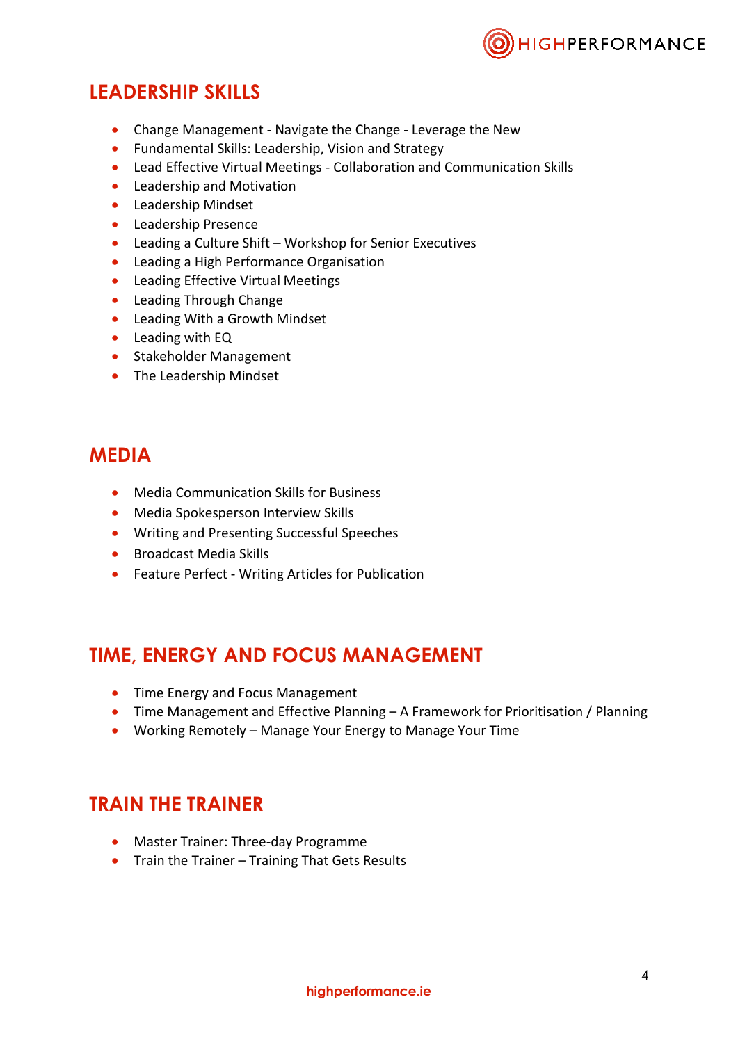## LEADERSHIP SKILLS

- Change Management - Navigate the Change - Leverage the New
- Fundamental Skills: Leadership, Vision and Strategy
- Lead Effective Virtual Meetings - Collaboration and Communication Skills
- Leadership and Motivation
- Leadership Mindset
- Leadership Presence
- Leading a Culture Shift – Workshop for Senior Executives
- Leading a High Performance Organisation
- Leading Effective Virtual Meetings
- Leading Through Change
- Leading With a Growth Mindset
- Leading with EQ
- Stakeholder Management
- The Leadership Mindset

## MEDIA

- Media Communication Skills for Business
- Media Spokesperson Interview Skills
- Writing and Presenting Successful Speeches
- Broadcast Media Skills
- Feature Perfect - Writing Articles for Publication

## TIME, ENERGY AND FOCUS MANAGEMENT

- Time Energy and Focus Management
- Time Management and Effective Planning – A Framework for Prioritisation / Planning
- Working Remotely – Manage Your Energy to Manage Your Time

## TRAIN THE TRAINER

- Master Trainer: Three-day Programme
- Train the Trainer – Training That Gets Results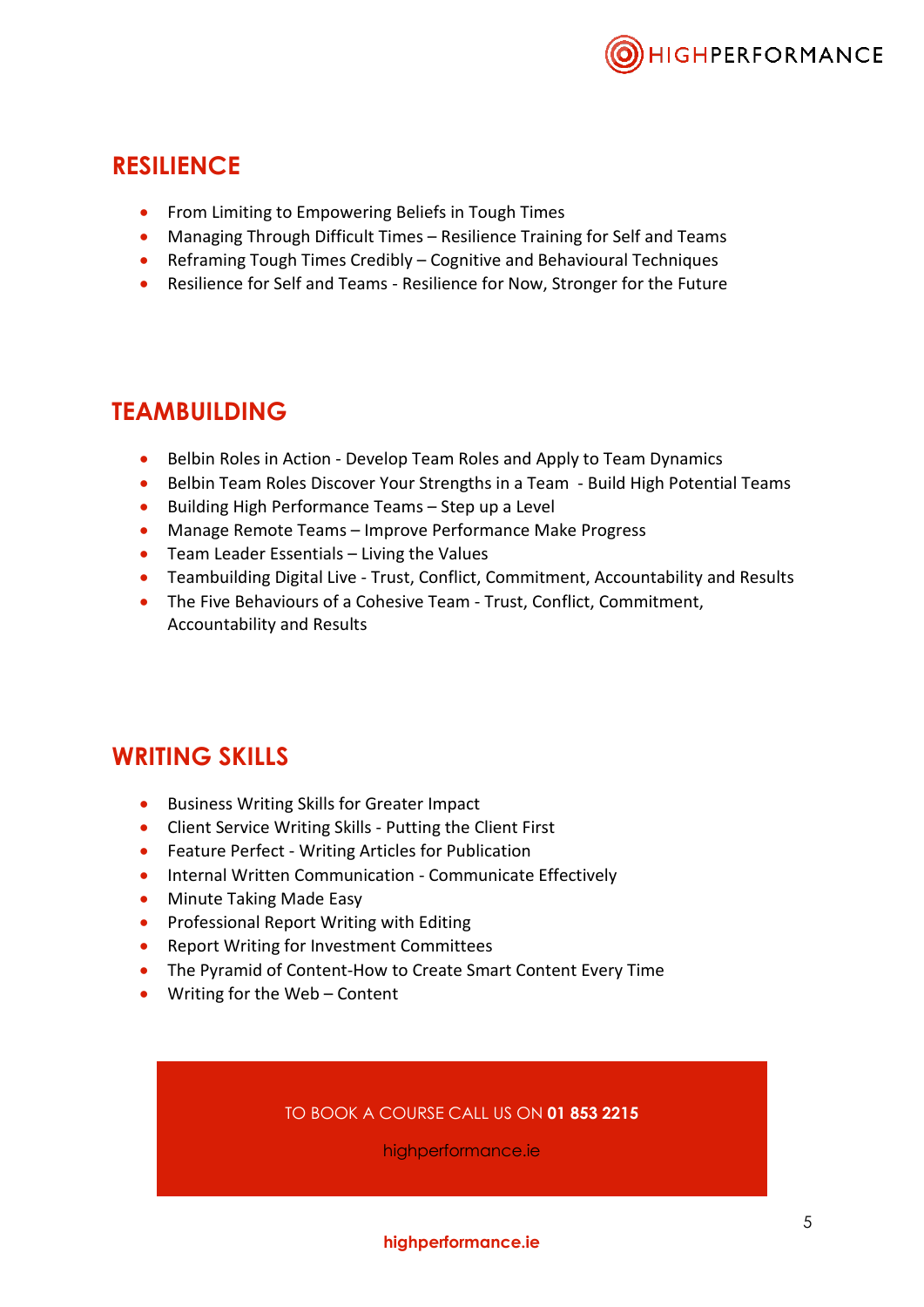## RESILIENCE

- From Limiting to Empowering Beliefs in Tough Times
- Managing Through Difficult Times – Resilience Training for Self and Teams
- Reframing Tough Times Credibly – Cognitive and Behavioural Techniques
- Resilience for Self and Teams - Resilience for Now, Stronger for the Future

## TEAMBUILDING

- Belbin Roles in Action - Develop Team Roles and Apply to Team Dynamics
- Belbin Team Roles Discover Your Strengths in a Team - Build High Potential Teams
- Building High Performance Teams – Step up a Level
- Manage Remote Teams – Improve Performance Make Progress
- Team Leader Essentials – Living the Values
- Teambuilding Digital Live - Trust, Conflict, Commitment, Accountability and Results
- The Five Behaviours of a Cohesive Team - Trust, Conflict, Commitment, Accountability and Results

## WRITING SKILLS

- Business Writing Skills for Greater Impact
- Client Service Writing Skills - Putting the Client First
- Feature Perfect - Writing Articles for Publication
- Internal Written Communication - Communicate Effectively
- Minute Taking Made Easy
- Professional Report Writing with Editing
- Report Writing for Investment Committees
- The Pyramid of Content-How to Create Smart Content Every Time
- Writing for the Web – Content

TO BOOK A COURSE CALL US ON **01 853 2215**

highperformance.ie